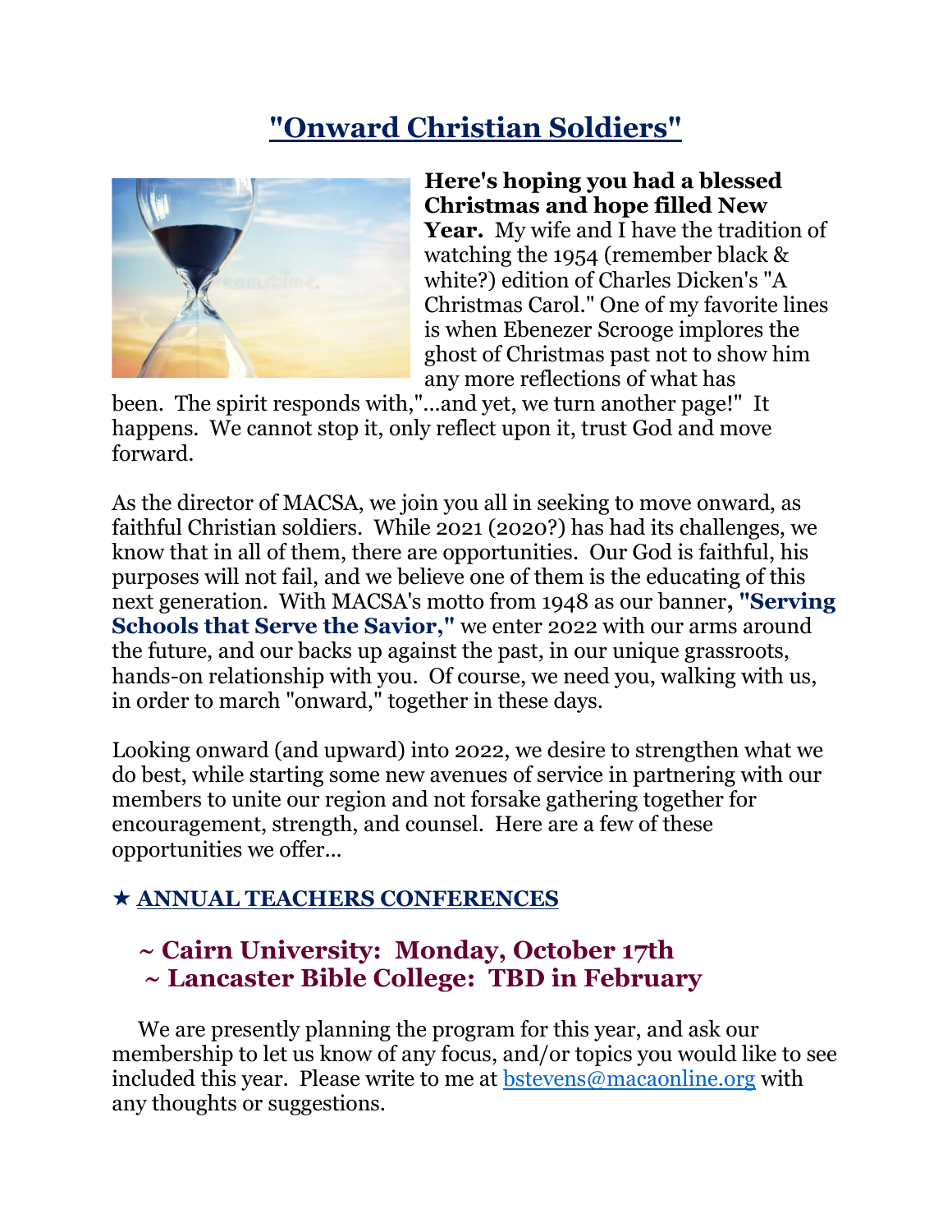# "Onward Christian Soldiers"

**Here's hoping you had a blessed Christmas and hope filled New Year.** My wife and I have the tradition of watching the 1954 (remember black & white?) edition of Charles Dicken's "A Christmas Carol." One of my favorite lines is when Ebenezer Scrooge implores the ghost of Christmas past not to show him any more reflections of what has been. The spirit responds with,"...and yet, we turn another page!" It happens. We cannot stop it, only reflect upon it, trust God and move forward.

As the director of MACSA, we join you all in seeking to move onward, as faithful Christian soldiers. While 2021 (2020?) has had its challenges, we know that in all of them, there are opportunities. Our God is faithful, his purposes will not fail, and we believe one of them is the educating of this next generation. With MACSA's motto from 1948 as our banner**, "Serving Schools that Serve the Savior,"** we enter 2022 with our arms around the future, and our backs up against the past, in our unique grassroots, hands-on relationship with you. Of course, we need you, walking with us, in order to march "onward," together in these days.

Looking onward (and upward) into 2022, we desire to strengthen what we do best, while starting some new avenues of service in partnering with our members to unite our region and not forsake gathering together for encouragement, strength, and counsel. Here are a few of these opportunities we offer...

## ★ ANNUAL TEACHERS CONFERENCES

### ~ Cairn University: Monday, October 17th
### ~ Lancaster Bible College: TBD in February

We are presently planning the program for this year, and ask our membership to let us know of any focus, and/or topics you would like to see included this year. Please write to me at bstevens@macaonline.org with any thoughts or suggestions.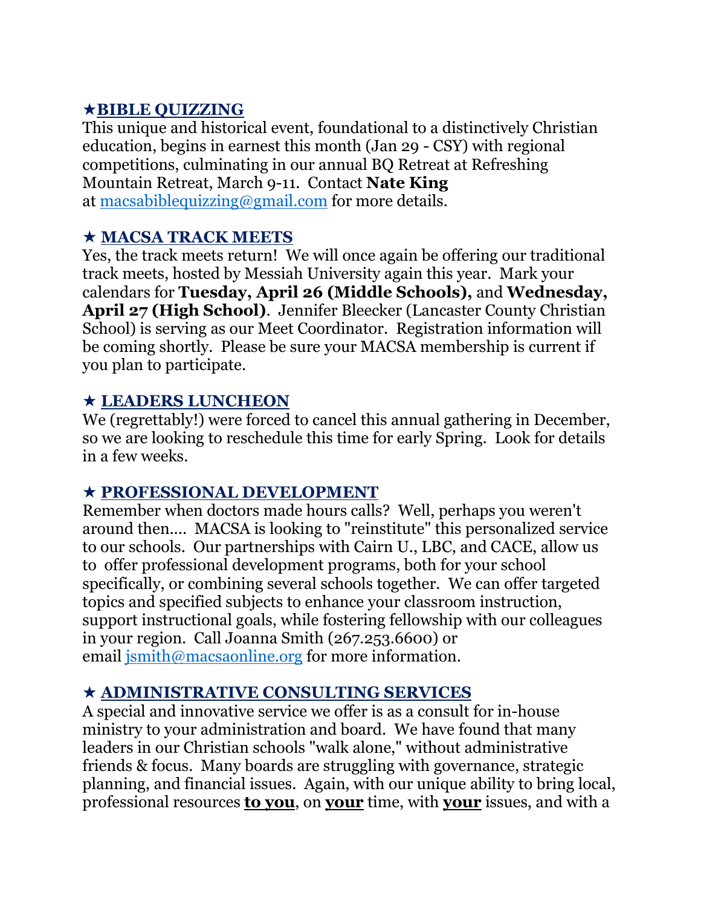### ★**BIBLE QUIZZING**

This unique and historical event, foundational to a distinctively Christian education, begins in earnest this month (Jan 29 - CSY) with regional competitions, culminating in our annual BQ Retreat at Refreshing Mountain Retreat, March 9-11. Contact **Nate King** at macsabiblequizzing@gmail.com for more details.

### ★ **MACSA TRACK MEETS**

Yes, the track meets return! We will once again be offering our traditional track meets, hosted by Messiah University again this year. Mark your calendars for **Tuesday, April 26 (Middle Schools),** and **Wednesday, April 27 (High School)**. Jennifer Bleecker (Lancaster County Christian School) is serving as our Meet Coordinator. Registration information will be coming shortly. Please be sure your MACSA membership is current if you plan to participate.

### ★ **LEADERS LUNCHEON**

We (regrettably!) were forced to cancel this annual gathering in December, so we are looking to reschedule this time for early Spring. Look for details in a few weeks.

### ★ **PROFESSIONAL DEVELOPMENT**

Remember when doctors made hours calls? Well, perhaps you weren't around then.... MACSA is looking to "reinstitute" this personalized service to our schools. Our partnerships with Cairn U., LBC, and CACE, allow us to offer professional development programs, both for your school specifically, or combining several schools together. We can offer targeted topics and specified subjects to enhance your classroom instruction, support instructional goals, while fostering fellowship with our colleagues in your region. Call Joanna Smith (267.253.6600) or email jsmith@macsaonline.org for more information.

### ★ **ADMINISTRATIVE CONSULTING SERVICES**

A special and innovative service we offer is as a consult for in-house ministry to your administration and board. We have found that many leaders in our Christian schools "walk alone," without administrative friends & focus. Many boards are struggling with governance, strategic planning, and financial issues. Again, with our unique ability to bring local, professional resources **to you**, on **your** time, with **your** issues, and with a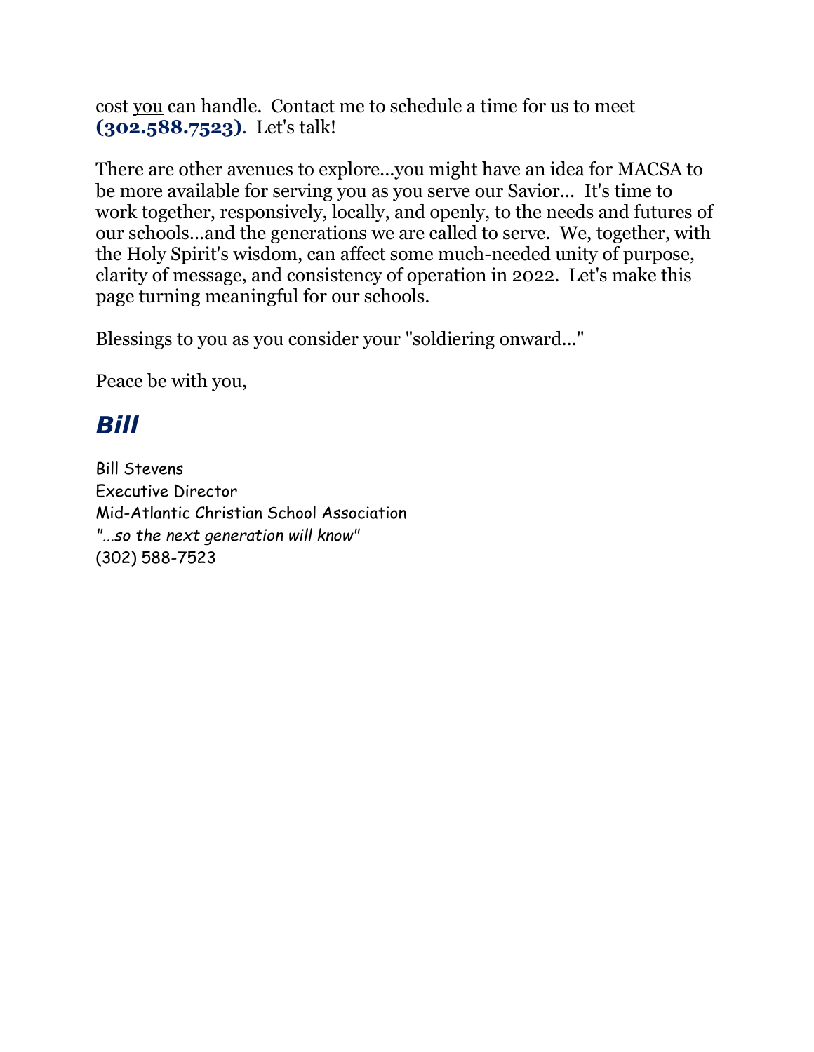cost <u>you</u> can handle. Contact me to schedule a time for us to meet **(302.588.7523)**. Let's talk!

There are other avenues to explore...you might have an idea for MACSA to be more available for serving you as you serve our Savior... It's time to work together, responsively, locally, and openly, to the needs and futures of our schools...and the generations we are called to serve. We, together, with the Holy Spirit's wisdom, can affect some much-needed unity of purpose, clarity of message, and consistency of operation in 2022. Let's make this page turning meaningful for our schools.

Blessings to you as you consider your "soldiering onward..."

Peace be with you,

***Bill***

Bill Stevens
Executive Director
Mid-Atlantic Christian School Association
*"...so the next generation will know"*
(302) 588-7523